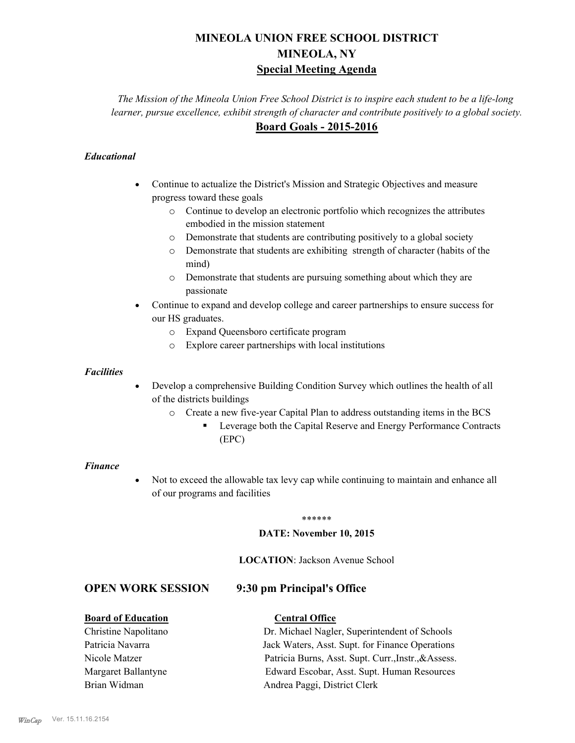# MINEOLA UNION FREE SCHOOL DISTRICT
# MINEOLA, NY
## Special Meeting Agenda

*The Mission of the Mineola Union Free School District is to inspire each student to be a life-long learner, pursue excellence, exhibit strength of character and contribute positively to a global society.*

## Board Goals - 2015-2016

### *Educational*

- Continue to actualize the District's Mission and Strategic Objectives and measure progress toward these goals
  - Continue to develop an electronic portfolio which recognizes the attributes embodied in the mission statement
  - Demonstrate that students are contributing positively to a global society
  - Demonstrate that students are exhibiting strength of character (habits of the mind)
  - Demonstrate that students are pursuing something about which they are passionate
- Continue to expand and develop college and career partnerships to ensure success for our HS graduates.
  - Expand Queensboro certificate program
  - Explore career partnerships with local institutions

### *Facilities*

- Develop a comprehensive Building Condition Survey which outlines the health of all of the districts buildings
  - Create a new five-year Capital Plan to address outstanding items in the BCS
    - Leverage both the Capital Reserve and Energy Performance Contracts (EPC)

### *Finance*

- Not to exceed the allowable tax levy cap while continuing to maintain and enhance all of our programs and facilities

******

**DATE: November 10, 2015**

**LOCATION**: Jackson Avenue School

## OPEN WORK SESSION 9:30 pm Principal's Office

| **Board of Education** | **Central Office** |
|---|---|
| Christine Napolitano | Dr. Michael Nagler, Superintendent of Schools |
| Patricia Navarra | Jack Waters, Asst. Supt. for Finance Operations |
| Nicole Matzer | Patricia Burns, Asst. Supt. Curr.,Instr.,&Assess. |
| Margaret Ballantyne | Edward Escobar, Asst. Supt. Human Resources |
| Brian Widman | Andrea Paggi, District Clerk |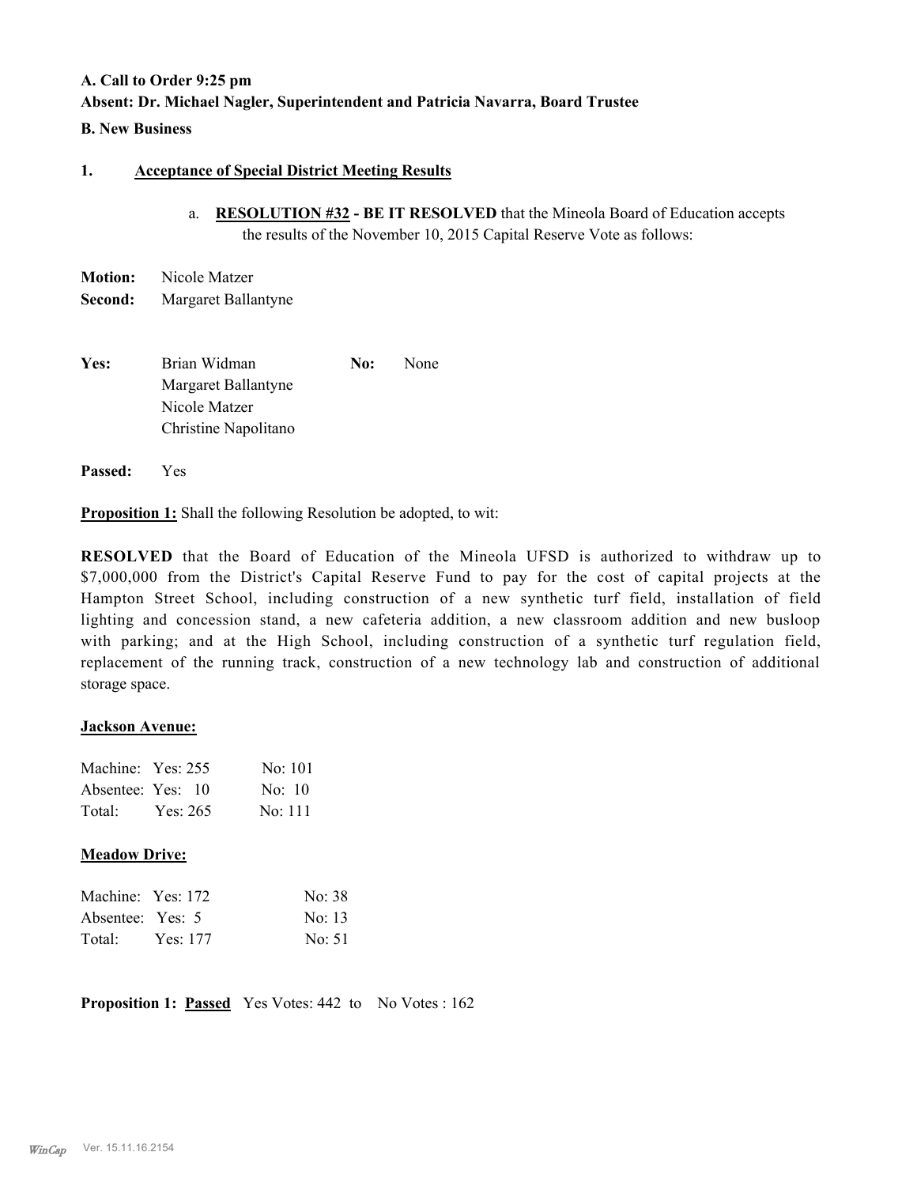**A. Call to Order 9:25 pm**

**Absent: Dr. Michael Nagler, Superintendent and Patricia Navarra, Board Trustee**

**B. New Business**

**1. Acceptance of Special District Meeting Results**

a. **RESOLUTION #32 - BE IT RESOLVED** that the Mineola Board of Education accepts the results of the November 10, 2015 Capital Reserve Vote as follows:

**Motion:** Nicole Matzer
**Second:** Margaret Ballantyne

**Yes:** Brian Widman, Margaret Ballantyne, Nicole Matzer, Christine Napolitano
**No:** None

**Passed:** Yes

**Proposition 1:** Shall the following Resolution be adopted, to wit:

**RESOLVED** that the Board of Education of the Mineola UFSD is authorized to withdraw up to $7,000,000 from the District's Capital Reserve Fund to pay for the cost of capital projects at the Hampton Street School, including construction of a new synthetic turf field, installation of field lighting and concession stand, a new cafeteria addition, a new classroom addition and new busloop with parking; and at the High School, including construction of a synthetic turf regulation field, replacement of the running track, construction of a new technology lab and construction of additional storage space.

**Jackson Avenue:**

| | Yes | No |
|---|---|---|
| Machine: | Yes: 255 | No: 101 |
| Absentee: | Yes: 10 | No: 10 |
| Total: | Yes: 265 | No: 111 |

**Meadow Drive:**

| | Yes | No |
|---|---|---|
| Machine: | Yes: 172 | No: 38 |
| Absentee: | Yes: 5 | No: 13 |
| Total: | Yes: 177 | No: 51 |

**Proposition 1:** **Passed** Yes Votes: 442 to No Votes : 162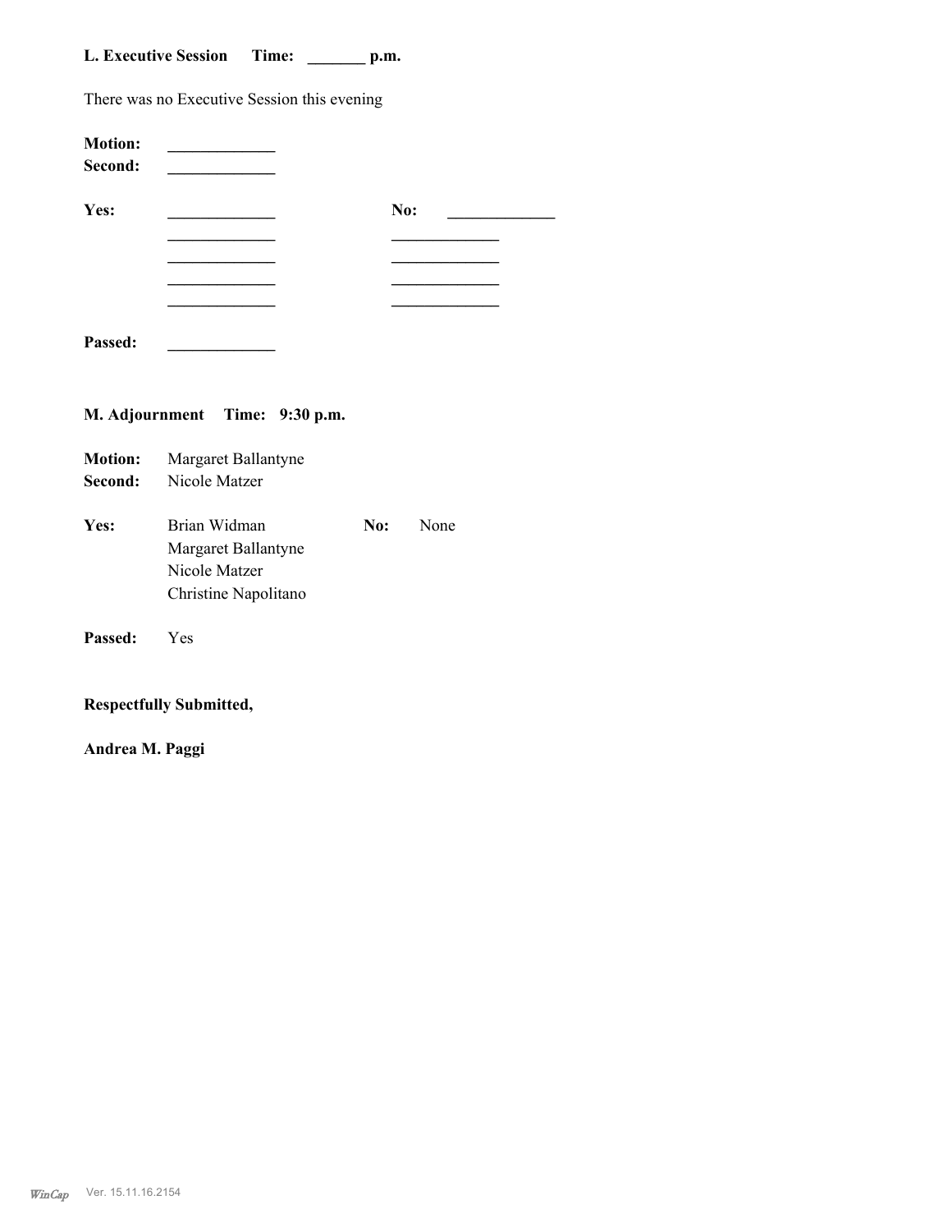**L. Executive Session Time: _______ p.m.**

There was no Executive Session this evening

**Motion:** _____________
**Second:** _____________

**Yes:** _____________ **No:** _____________
_____________ _____________
_____________ _____________
_____________ _____________
_____________ _____________

**Passed:** _____________

**M. Adjournment Time: 9:30 p.m.**

**Motion:** Margaret Ballantyne
**Second:** Nicole Matzer

**Yes:** Brian Widman **No:** None
Margaret Ballantyne
Nicole Matzer
Christine Napolitano

**Passed:** Yes

**Respectfully Submitted,**

**Andrea M. Paggi**